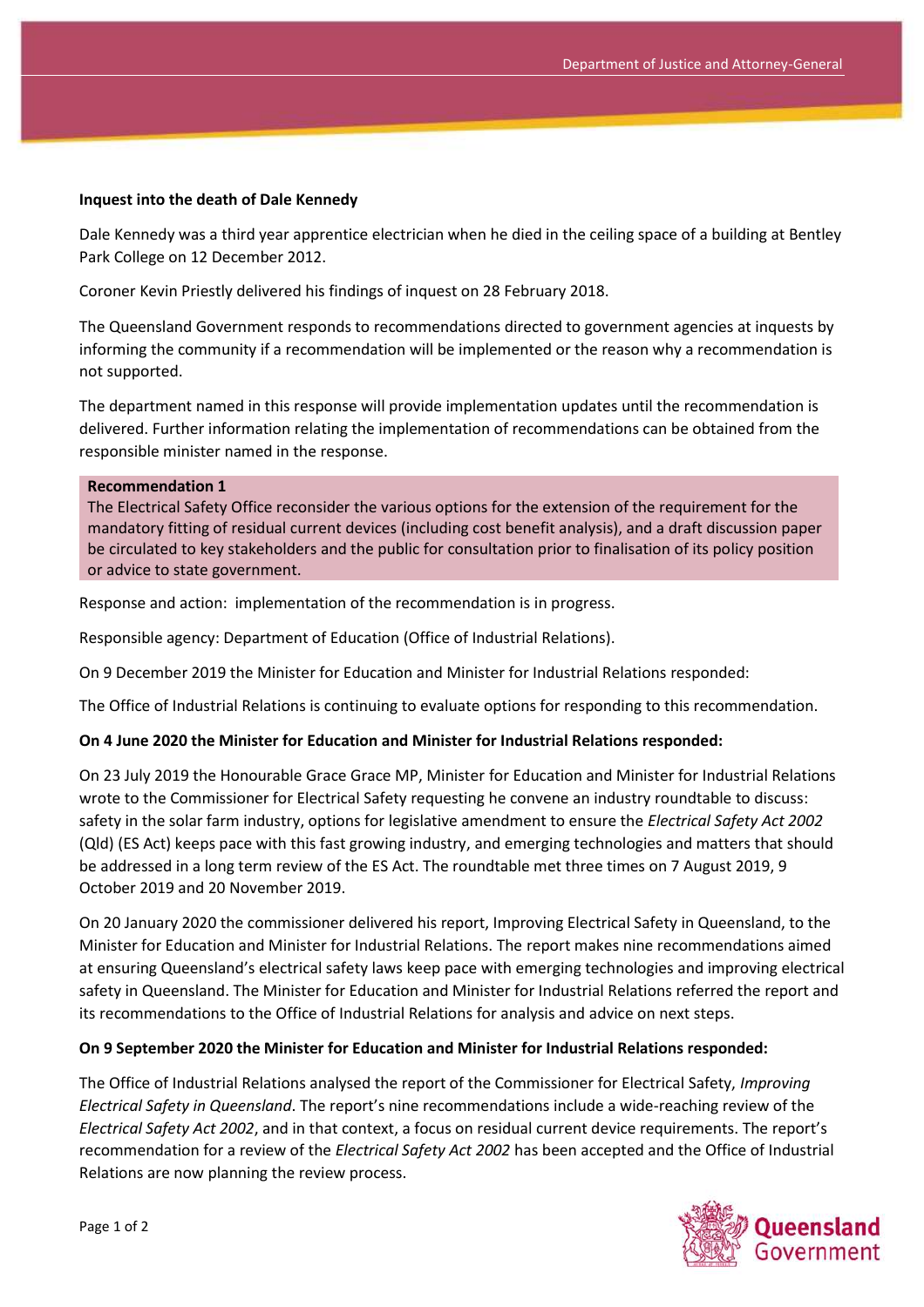**Inquest into the death of Dale Kennedy**

Dale Kennedy was a third year apprentice electrician when he died in the ceiling space of a building at Bentley Park College on 12 December 2012.

Coroner Kevin Priestly delivered his findings of inquest on 28 February 2018.

The Queensland Government responds to recommendations directed to government agencies at inquests by informing the community if a recommendation will be implemented or the reason why a recommendation is not supported.

The department named in this response will provide implementation updates until the recommendation is delivered. Further information relating the implementation of recommendations can be obtained from the responsible minister named in the response.

**Recommendation 1**

The Electrical Safety Office reconsider the various options for the extension of the requirement for the mandatory fitting of residual current devices (including cost benefit analysis), and a draft discussion paper be circulated to key stakeholders and the public for consultation prior to finalisation of its policy position or advice to state government.

Response and action: implementation of the recommendation is in progress.

Responsible agency: Department of Education (Office of Industrial Relations).

On 9 December 2019 the Minister for Education and Minister for Industrial Relations responded:

The Office of Industrial Relations is continuing to evaluate options for responding to this recommendation.

**On 4 June 2020 the Minister for Education and Minister for Industrial Relations responded:**

On 23 July 2019 the Honourable Grace Grace MP, Minister for Education and Minister for Industrial Relations wrote to the Commissioner for Electrical Safety requesting he convene an industry roundtable to discuss: safety in the solar farm industry, options for legislative amendment to ensure the *Electrical Safety Act 2002* (Qld) (ES Act) keeps pace with this fast growing industry, and emerging technologies and matters that should be addressed in a long term review of the ES Act. The roundtable met three times on 7 August 2019, 9 October 2019 and 20 November 2019.

On 20 January 2020 the commissioner delivered his report, Improving Electrical Safety in Queensland, to the Minister for Education and Minister for Industrial Relations. The report makes nine recommendations aimed at ensuring Queensland's electrical safety laws keep pace with emerging technologies and improving electrical safety in Queensland. The Minister for Education and Minister for Industrial Relations referred the report and its recommendations to the Office of Industrial Relations for analysis and advice on next steps.

**On 9 September 2020 the Minister for Education and Minister for Industrial Relations responded:**

The Office of Industrial Relations analysed the report of the Commissioner for Electrical Safety, *Improving Electrical Safety in Queensland*. The report's nine recommendations include a wide-reaching review of the *Electrical Safety Act 2002*, and in that context, a focus on residual current device requirements. The report's recommendation for a review of the *Electrical Safety Act 2002* has been accepted and the Office of Industrial Relations are now planning the review process.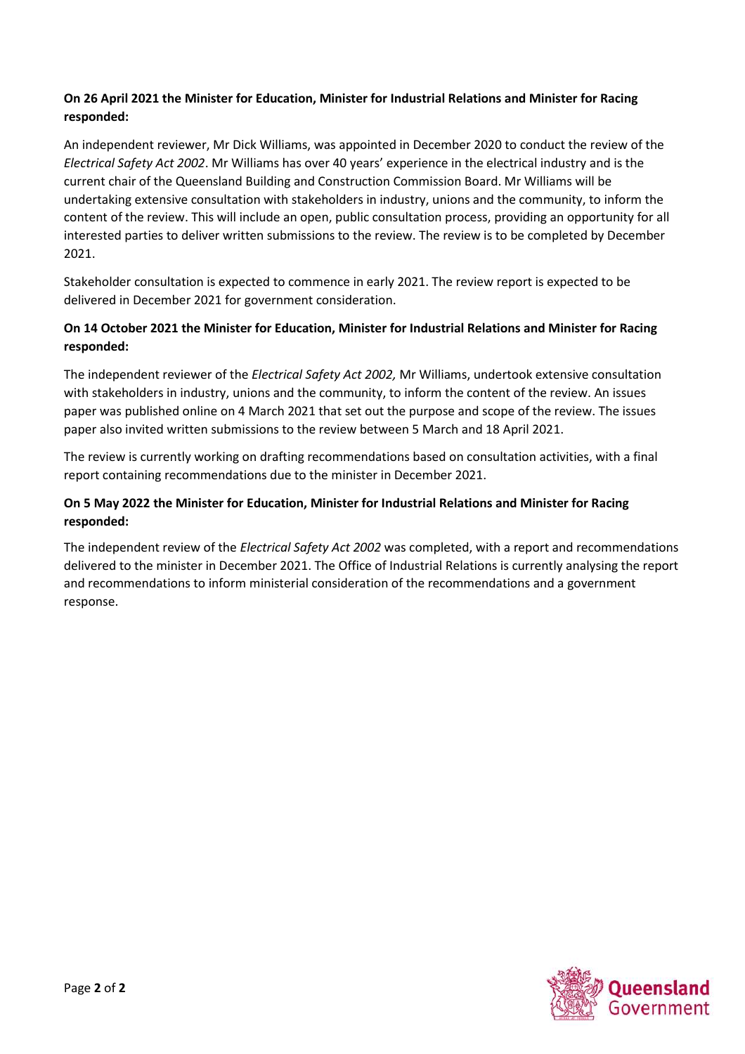**On 26 April 2021 the Minister for Education, Minister for Industrial Relations and Minister for Racing responded:**

An independent reviewer, Mr Dick Williams, was appointed in December 2020 to conduct the review of the *Electrical Safety Act 2002*. Mr Williams has over 40 years' experience in the electrical industry and is the current chair of the Queensland Building and Construction Commission Board. Mr Williams will be undertaking extensive consultation with stakeholders in industry, unions and the community, to inform the content of the review. This will include an open, public consultation process, providing an opportunity for all interested parties to deliver written submissions to the review. The review is to be completed by December 2021.

Stakeholder consultation is expected to commence in early 2021. The review report is expected to be delivered in December 2021 for government consideration.

**On 14 October 2021 the Minister for Education, Minister for Industrial Relations and Minister for Racing responded:**

The independent reviewer of the *Electrical Safety Act 2002,* Mr Williams, undertook extensive consultation with stakeholders in industry, unions and the community, to inform the content of the review. An issues paper was published online on 4 March 2021 that set out the purpose and scope of the review. The issues paper also invited written submissions to the review between 5 March and 18 April 2021.

The review is currently working on drafting recommendations based on consultation activities, with a final report containing recommendations due to the minister in December 2021.

**On 5 May 2022 the Minister for Education, Minister for Industrial Relations and Minister for Racing responded:**

The independent review of the *Electrical Safety Act 2002* was completed, with a report and recommendations delivered to the minister in December 2021. The Office of Industrial Relations is currently analysing the report and recommendations to inform ministerial consideration of the recommendations and a government response.